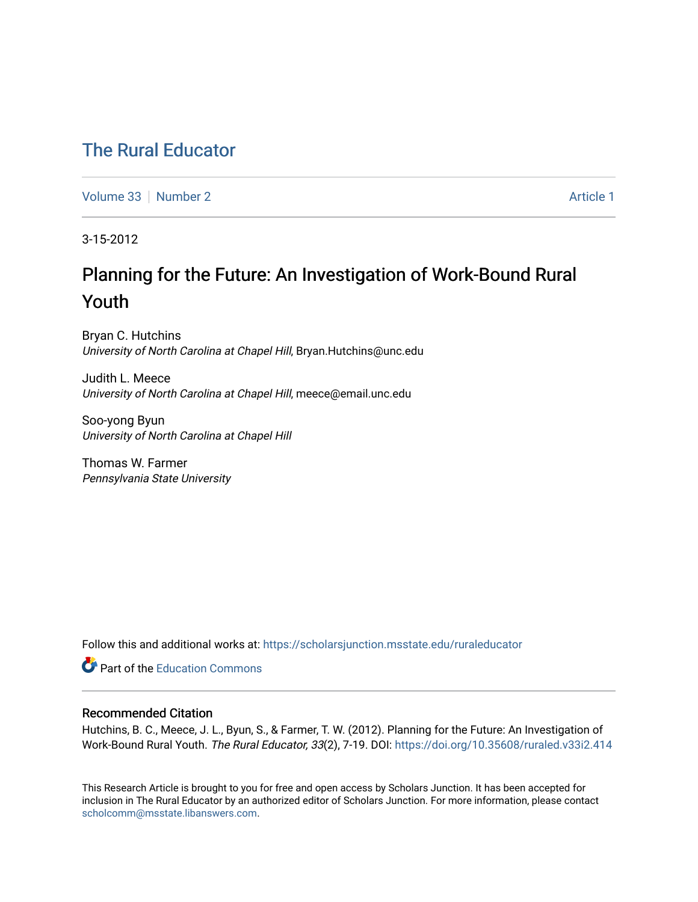# The Rural Educator

Volume 33 | Number 2 | Article 1

3-15-2012

## Planning for the Future: An Investigation of Work-Bound Rural Youth

Bryan C. Hutchins
*University of North Carolina at Chapel Hill*, Bryan.Hutchins@unc.edu

Judith L. Meece
*University of North Carolina at Chapel Hill*, meece@email.unc.edu

Soo-yong Byun
*University of North Carolina at Chapel Hill*

Thomas W. Farmer
*Pennsylvania State University*

Follow this and additional works at: https://scholarsjunction.msstate.edu/ruraleducator

Part of the Education Commons

### Recommended Citation

Hutchins, B. C., Meece, J. L., Byun, S., & Farmer, T. W. (2012). Planning for the Future: An Investigation of Work-Bound Rural Youth. *The Rural Educator, 33*(2), 7-19. DOI: https://doi.org/10.35608/ruraled.v33i2.414

This Research Article is brought to you for free and open access by Scholars Junction. It has been accepted for inclusion in The Rural Educator by an authorized editor of Scholars Junction. For more information, please contact scholcomm@msstate.libanswers.com.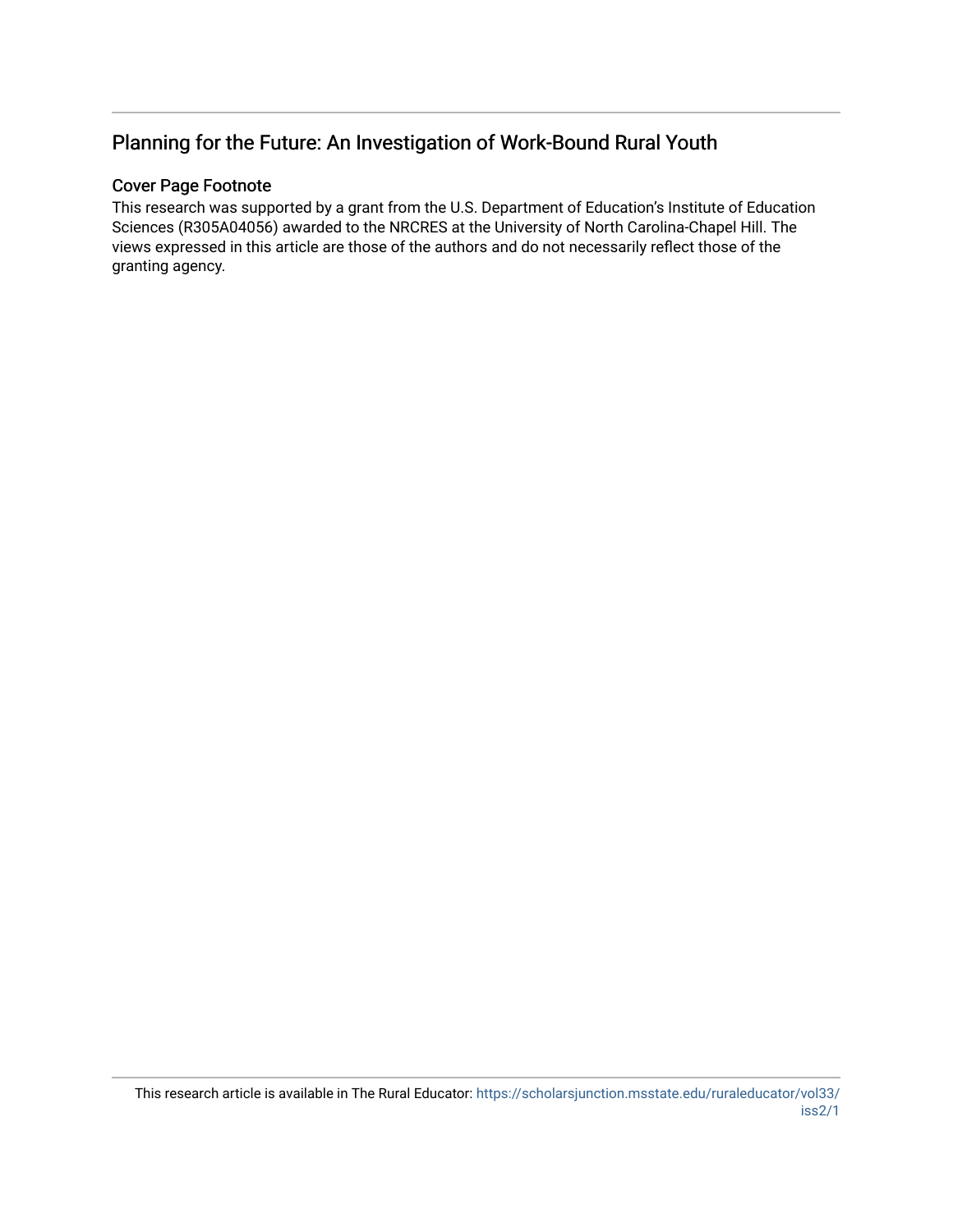## Planning for the Future: An Investigation of Work-Bound Rural Youth

### Cover Page Footnote

This research was supported by a grant from the U.S. Department of Education's Institute of Education Sciences (R305A04056) awarded to the NRCRES at the University of North Carolina-Chapel Hill. The views expressed in this article are those of the authors and do not necessarily reflect those of the granting agency.

This research article is available in The Rural Educator: https://scholarsjunction.msstate.edu/ruraleducator/vol33/iss2/1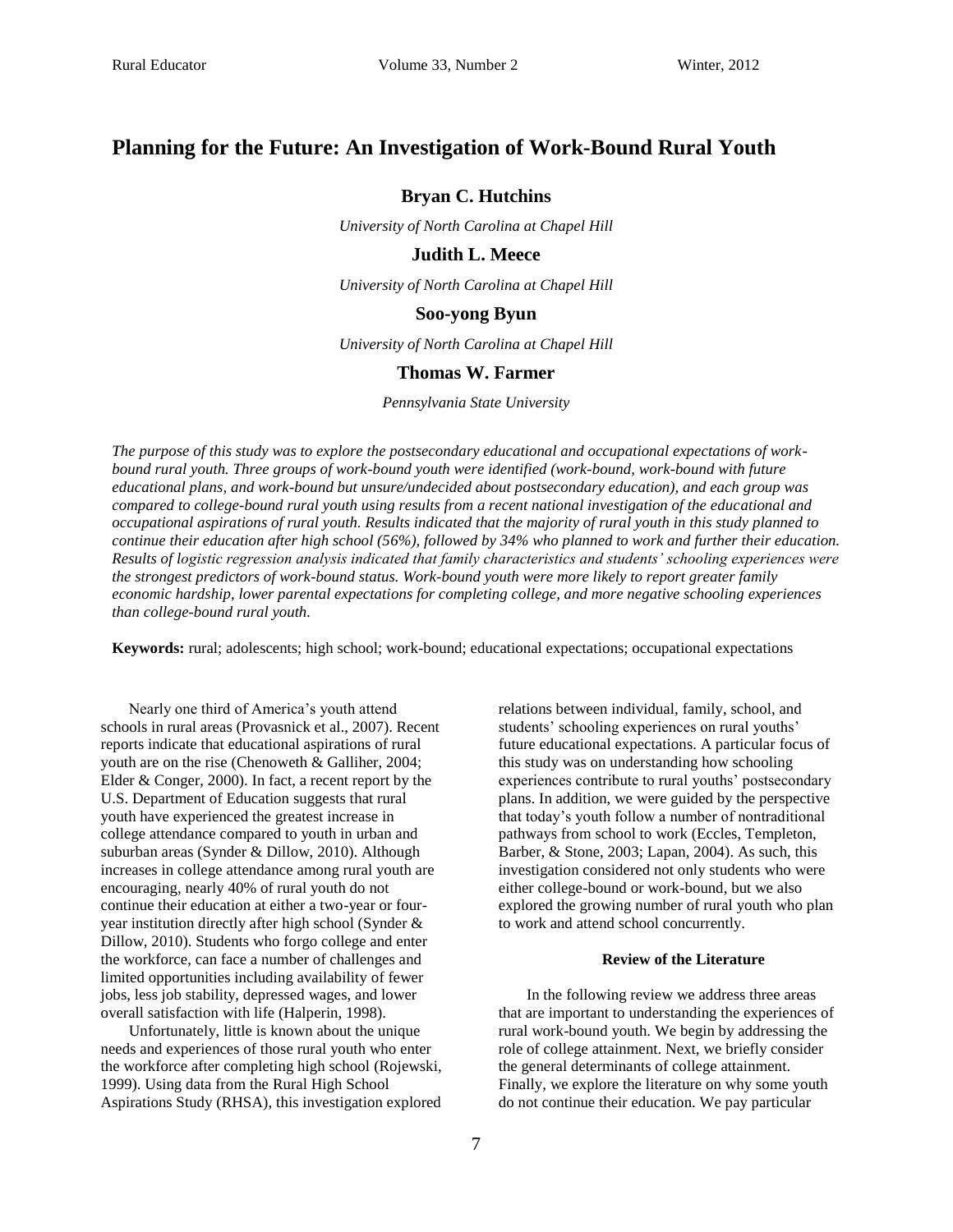# Planning for the Future: An Investigation of Work-Bound Rural Youth

**Bryan C. Hutchins**

*University of North Carolina at Chapel Hill*

**Judith L. Meece**

*University of North Carolina at Chapel Hill*

**Soo-yong Byun**

*University of North Carolina at Chapel Hill*

**Thomas W. Farmer**

*Pennsylvania State University*

*The purpose of this study was to explore the postsecondary educational and occupational expectations of work-bound rural youth. Three groups of work-bound youth were identified (work-bound, work-bound with future educational plans, and work-bound but unsure/undecided about postsecondary education), and each group was compared to college-bound rural youth using results from a recent national investigation of the educational and occupational aspirations of rural youth. Results indicated that the majority of rural youth in this study planned to continue their education after high school (56%), followed by 34% who planned to work and further their education. Results of logistic regression analysis indicated that family characteristics and students' schooling experiences were the strongest predictors of work-bound status. Work-bound youth were more likely to report greater family economic hardship, lower parental expectations for completing college, and more negative schooling experiences than college-bound rural youth.*

**Keywords:** rural; adolescents; high school; work-bound; educational expectations; occupational expectations

Nearly one third of America's youth attend schools in rural areas (Provasnick et al., 2007). Recent reports indicate that educational aspirations of rural youth are on the rise (Chenoweth & Galliher, 2004; Elder & Conger, 2000). In fact, a recent report by the U.S. Department of Education suggests that rural youth have experienced the greatest increase in college attendance compared to youth in urban and suburban areas (Synder & Dillow, 2010). Although increases in college attendance among rural youth are encouraging, nearly 40% of rural youth do not continue their education at either a two-year or four-year institution directly after high school (Synder & Dillow, 2010). Students who forgo college and enter the workforce, can face a number of challenges and limited opportunities including availability of fewer jobs, less job stability, depressed wages, and lower overall satisfaction with life (Halperin, 1998).

Unfortunately, little is known about the unique needs and experiences of those rural youth who enter the workforce after completing high school (Rojewski, 1999). Using data from the Rural High School Aspirations Study (RHSA), this investigation explored relations between individual, family, school, and students' schooling experiences on rural youths' future educational expectations. A particular focus of this study was on understanding how schooling experiences contribute to rural youths' postsecondary plans. In addition, we were guided by the perspective that today's youth follow a number of nontraditional pathways from school to work (Eccles, Templeton, Barber, & Stone, 2003; Lapan, 2004). As such, this investigation considered not only students who were either college-bound or work-bound, but we also explored the growing number of rural youth who plan to work and attend school concurrently.

### Review of the Literature

In the following review we address three areas that are important to understanding the experiences of rural work-bound youth. We begin by addressing the role of college attainment. Next, we briefly consider the general determinants of college attainment. Finally, we explore the literature on why some youth do not continue their education. We pay particular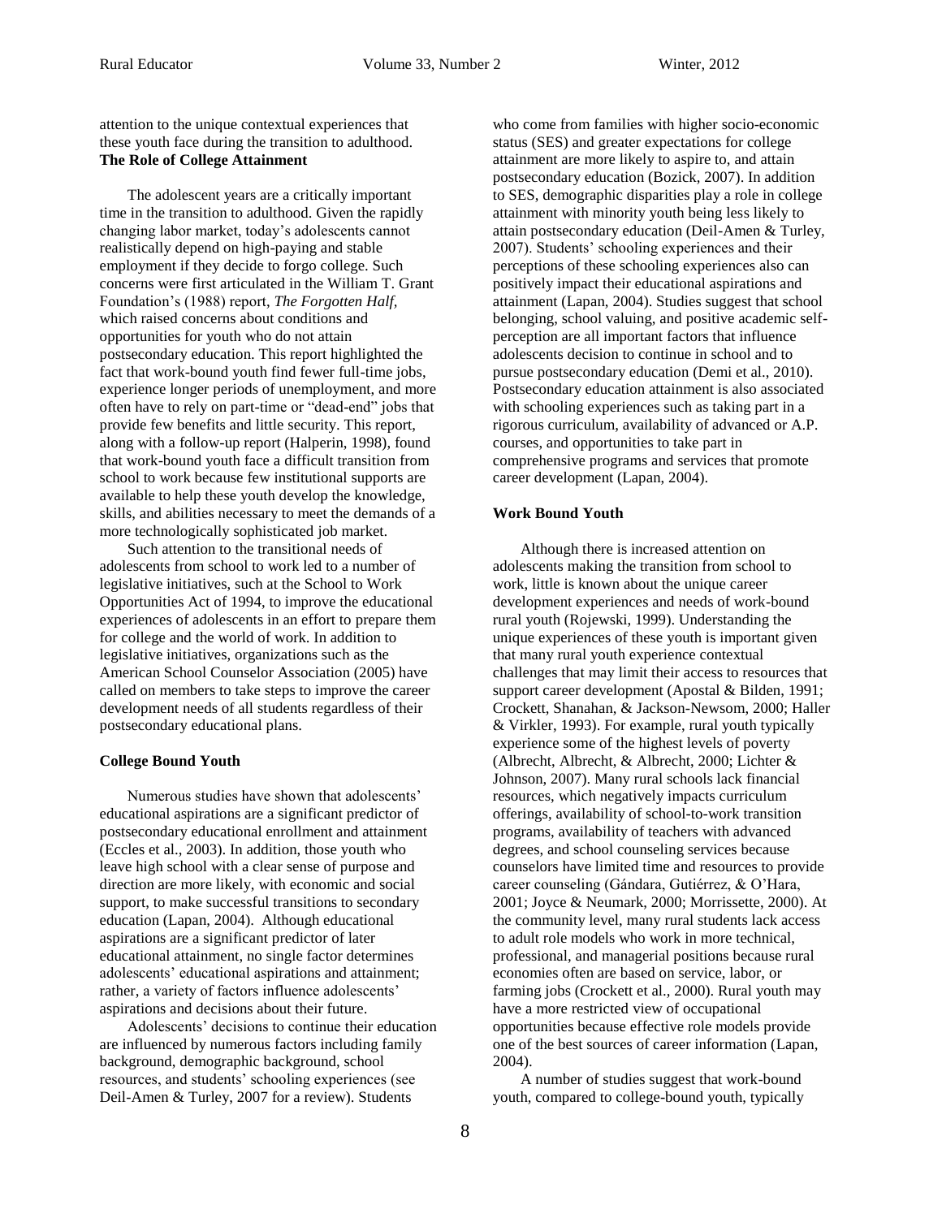attention to the unique contextual experiences that these youth face during the transition to adulthood.

## The Role of College Attainment

The adolescent years are a critically important time in the transition to adulthood. Given the rapidly changing labor market, today's adolescents cannot realistically depend on high-paying and stable employment if they decide to forgo college. Such concerns were first articulated in the William T. Grant Foundation's (1988) report, *The Forgotten Half*, which raised concerns about conditions and opportunities for youth who do not attain postsecondary education. This report highlighted the fact that work-bound youth find fewer full-time jobs, experience longer periods of unemployment, and more often have to rely on part-time or "dead-end" jobs that provide few benefits and little security. This report, along with a follow-up report (Halperin, 1998), found that work-bound youth face a difficult transition from school to work because few institutional supports are available to help these youth develop the knowledge, skills, and abilities necessary to meet the demands of a more technologically sophisticated job market.

Such attention to the transitional needs of adolescents from school to work led to a number of legislative initiatives, such at the School to Work Opportunities Act of 1994, to improve the educational experiences of adolescents in an effort to prepare them for college and the world of work. In addition to legislative initiatives, organizations such as the American School Counselor Association (2005) have called on members to take steps to improve the career development needs of all students regardless of their postsecondary educational plans.

## College Bound Youth

Numerous studies have shown that adolescents' educational aspirations are a significant predictor of postsecondary educational enrollment and attainment (Eccles et al., 2003). In addition, those youth who leave high school with a clear sense of purpose and direction are more likely, with economic and social support, to make successful transitions to secondary education (Lapan, 2004). Although educational aspirations are a significant predictor of later educational attainment, no single factor determines adolescents' educational aspirations and attainment; rather, a variety of factors influence adolescents' aspirations and decisions about their future.

Adolescents' decisions to continue their education are influenced by numerous factors including family background, demographic background, school resources, and students' schooling experiences (see Deil-Amen & Turley, 2007 for a review). Students who come from families with higher socio-economic status (SES) and greater expectations for college attainment are more likely to aspire to, and attain postsecondary education (Bozick, 2007). In addition to SES, demographic disparities play a role in college attainment with minority youth being less likely to attain postsecondary education (Deil-Amen & Turley, 2007). Students' schooling experiences and their perceptions of these schooling experiences also can positively impact their educational aspirations and attainment (Lapan, 2004). Studies suggest that school belonging, school valuing, and positive academic self-perception are all important factors that influence adolescents decision to continue in school and to pursue postsecondary education (Demi et al., 2010). Postsecondary education attainment is also associated with schooling experiences such as taking part in a rigorous curriculum, availability of advanced or A.P. courses, and opportunities to take part in comprehensive programs and services that promote career development (Lapan, 2004).

## Work Bound Youth

Although there is increased attention on adolescents making the transition from school to work, little is known about the unique career development experiences and needs of work-bound rural youth (Rojewski, 1999). Understanding the unique experiences of these youth is important given that many rural youth experience contextual challenges that may limit their access to resources that support career development (Apostal & Bilden, 1991; Crockett, Shanahan, & Jackson-Newsom, 2000; Haller & Virkler, 1993). For example, rural youth typically experience some of the highest levels of poverty (Albrecht, Albrecht, & Albrecht, 2000; Lichter & Johnson, 2007). Many rural schools lack financial resources, which negatively impacts curriculum offerings, availability of school-to-work transition programs, availability of teachers with advanced degrees, and school counseling services because counselors have limited time and resources to provide career counseling (Gándara, Gutiérrez, & O'Hara, 2001; Joyce & Neumark, 2000; Morrissette, 2000). At the community level, many rural students lack access to adult role models who work in more technical, professional, and managerial positions because rural economies often are based on service, labor, or farming jobs (Crockett et al., 2000). Rural youth may have a more restricted view of occupational opportunities because effective role models provide one of the best sources of career information (Lapan, 2004).

A number of studies suggest that work-bound youth, compared to college-bound youth, typically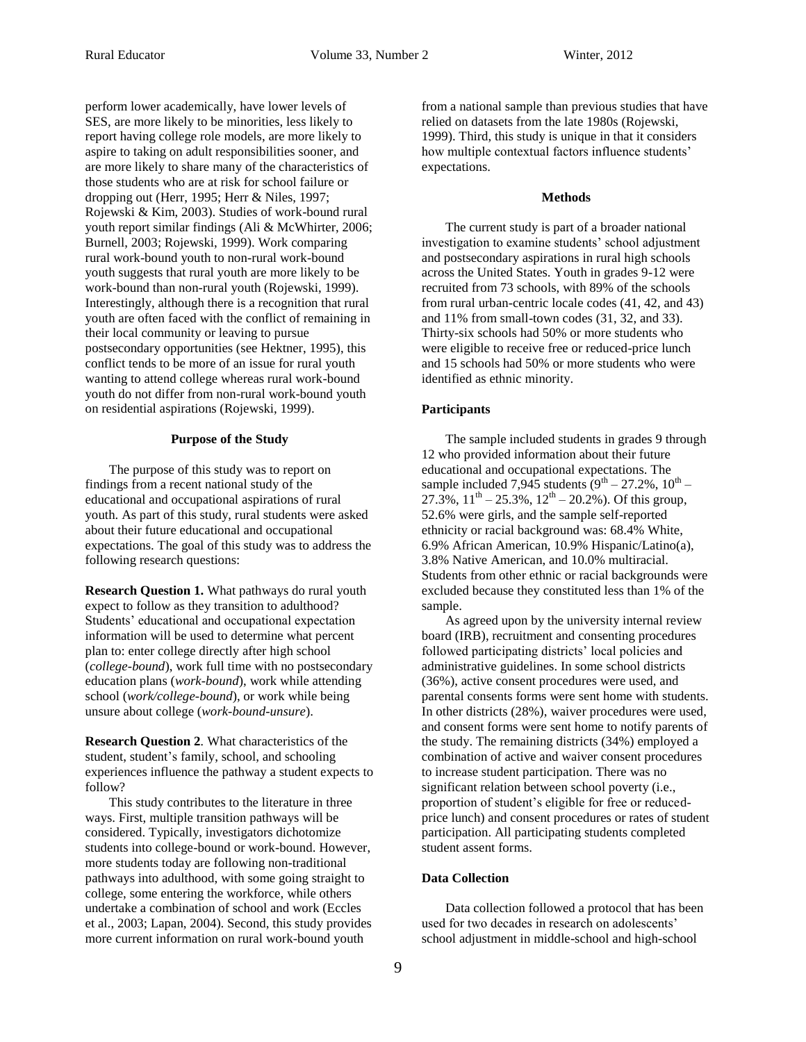perform lower academically, have lower levels of SES, are more likely to be minorities, less likely to report having college role models, are more likely to aspire to taking on adult responsibilities sooner, and are more likely to share many of the characteristics of those students who are at risk for school failure or dropping out (Herr, 1995; Herr & Niles, 1997; Rojewski & Kim, 2003). Studies of work-bound rural youth report similar findings (Ali & McWhirter, 2006; Burnell, 2003; Rojewski, 1999). Work comparing rural work-bound youth to non-rural work-bound youth suggests that rural youth are more likely to be work-bound than non-rural youth (Rojewski, 1999). Interestingly, although there is a recognition that rural youth are often faced with the conflict of remaining in their local community or leaving to pursue postsecondary opportunities (see Hektner, 1995), this conflict tends to be more of an issue for rural youth wanting to attend college whereas rural work-bound youth do not differ from non-rural work-bound youth on residential aspirations (Rojewski, 1999).

## Purpose of the Study

The purpose of this study was to report on findings from a recent national study of the educational and occupational aspirations of rural youth. As part of this study, rural students were asked about their future educational and occupational expectations. The goal of this study was to address the following research questions:

**Research Question 1.** What pathways do rural youth expect to follow as they transition to adulthood? Students' educational and occupational expectation information will be used to determine what percent plan to: enter college directly after high school (*college-bound*), work full time with no postsecondary education plans (*work-bound*), work while attending school (*work/college-bound*), or work while being unsure about college (*work-bound-unsure*).

**Research Question 2**. What characteristics of the student, student's family, school, and schooling experiences influence the pathway a student expects to follow?

This study contributes to the literature in three ways. First, multiple transition pathways will be considered. Typically, investigators dichotomize students into college-bound or work-bound. However, more students today are following non-traditional pathways into adulthood, with some going straight to college, some entering the workforce, while others undertake a combination of school and work (Eccles et al., 2003; Lapan, 2004). Second, this study provides more current information on rural work-bound youth from a national sample than previous studies that have relied on datasets from the late 1980s (Rojewski, 1999). Third, this study is unique in that it considers how multiple contextual factors influence students' expectations.

## Methods

The current study is part of a broader national investigation to examine students' school adjustment and postsecondary aspirations in rural high schools across the United States. Youth in grades 9-12 were recruited from 73 schools, with 89% of the schools from rural urban-centric locale codes (41, 42, and 43) and 11% from small-town codes (31, 32, and 33). Thirty-six schools had 50% or more students who were eligible to receive free or reduced-price lunch and 15 schools had 50% or more students who were identified as ethnic minority.

### Participants

The sample included students in grades 9 through 12 who provided information about their future educational and occupational expectations. The sample included 7,945 students ($9^{th}$ – 27.2%, $10^{th}$ – 27.3%, $11^{th}$ – 25.3%, $12^{th}$ – 20.2%). Of this group, 52.6% were girls, and the sample self-reported ethnicity or racial background was: 68.4% White, 6.9% African American, 10.9% Hispanic/Latino(a), 3.8% Native American, and 10.0% multiracial. Students from other ethnic or racial backgrounds were excluded because they constituted less than 1% of the sample.

As agreed upon by the university internal review board (IRB), recruitment and consenting procedures followed participating districts' local policies and administrative guidelines. In some school districts (36%), active consent procedures were used, and parental consents forms were sent home with students. In other districts (28%), waiver procedures were used, and consent forms were sent home to notify parents of the study. The remaining districts (34%) employed a combination of active and waiver consent procedures to increase student participation. There was no significant relation between school poverty (i.e., proportion of student's eligible for free or reduced-price lunch) and consent procedures or rates of student participation. All participating students completed student assent forms.

### Data Collection

Data collection followed a protocol that has been used for two decades in research on adolescents' school adjustment in middle-school and high-school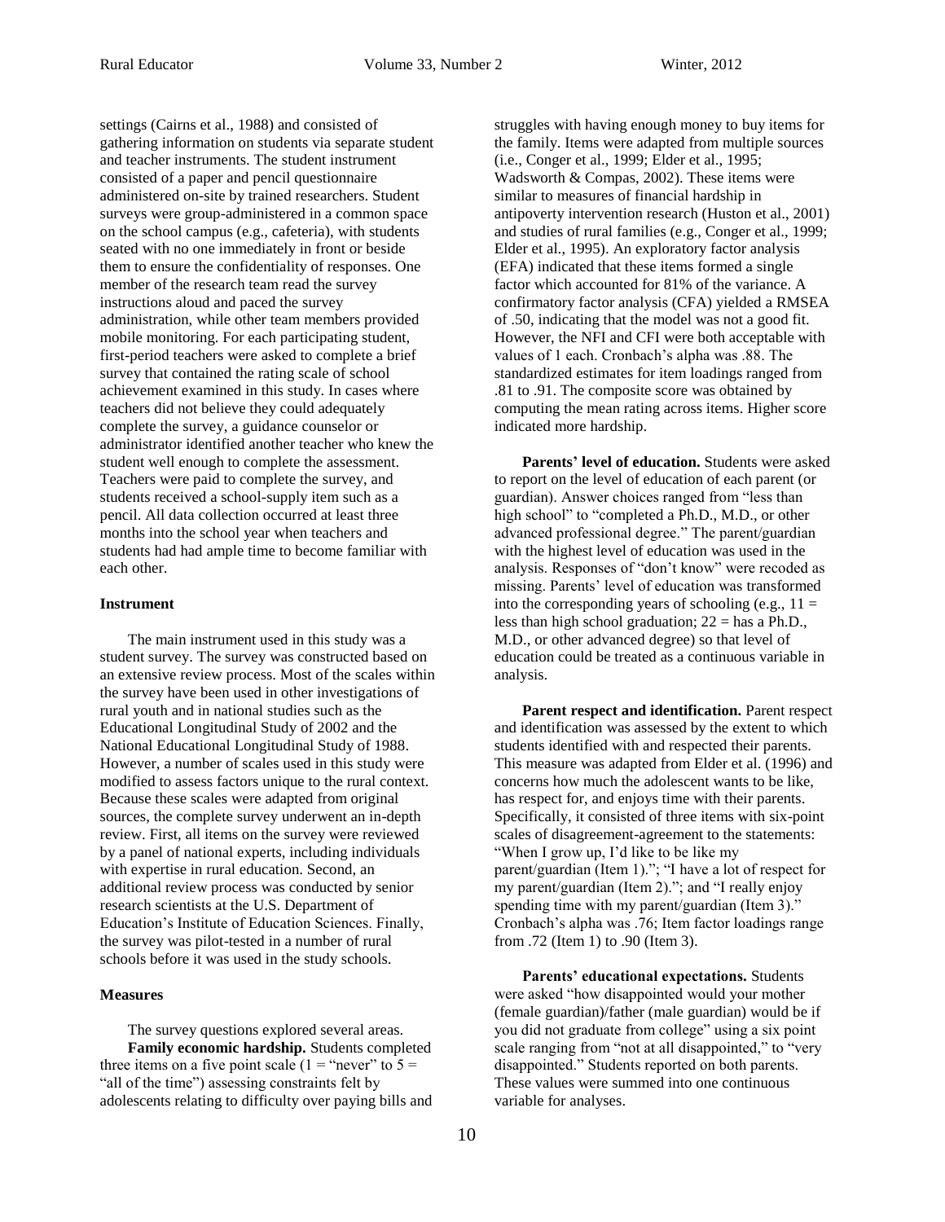settings (Cairns et al., 1988) and consisted of gathering information on students via separate student and teacher instruments. The student instrument consisted of a paper and pencil questionnaire administered on-site by trained researchers. Student surveys were group-administered in a common space on the school campus (e.g., cafeteria), with students seated with no one immediately in front or beside them to ensure the confidentiality of responses. One member of the research team read the survey instructions aloud and paced the survey administration, while other team members provided mobile monitoring. For each participating student, first-period teachers were asked to complete a brief survey that contained the rating scale of school achievement examined in this study. In cases where teachers did not believe they could adequately complete the survey, a guidance counselor or administrator identified another teacher who knew the student well enough to complete the assessment. Teachers were paid to complete the survey, and students received a school-supply item such as a pencil. All data collection occurred at least three months into the school year when teachers and students had had ample time to become familiar with each other.

### Instrument

The main instrument used in this study was a student survey. The survey was constructed based on an extensive review process. Most of the scales within the survey have been used in other investigations of rural youth and in national studies such as the Educational Longitudinal Study of 2002 and the National Educational Longitudinal Study of 1988. However, a number of scales used in this study were modified to assess factors unique to the rural context. Because these scales were adapted from original sources, the complete survey underwent an in-depth review. First, all items on the survey were reviewed by a panel of national experts, including individuals with expertise in rural education. Second, an additional review process was conducted by senior research scientists at the U.S. Department of Education's Institute of Education Sciences. Finally, the survey was pilot-tested in a number of rural schools before it was used in the study schools.

### Measures

The survey questions explored several areas.

**Family economic hardship.** Students completed three items on a five point scale (1 = "never" to 5 = "all of the time") assessing constraints felt by adolescents relating to difficulty over paying bills and struggles with having enough money to buy items for the family. Items were adapted from multiple sources (i.e., Conger et al., 1999; Elder et al., 1995; Wadsworth & Compas, 2002). These items were similar to measures of financial hardship in antipoverty intervention research (Huston et al., 2001) and studies of rural families (e.g., Conger et al., 1999; Elder et al., 1995). An exploratory factor analysis (EFA) indicated that these items formed a single factor which accounted for 81% of the variance. A confirmatory factor analysis (CFA) yielded a RMSEA of .50, indicating that the model was not a good fit. However, the NFI and CFI were both acceptable with values of 1 each. Cronbach's alpha was .88. The standardized estimates for item loadings ranged from .81 to .91. The composite score was obtained by computing the mean rating across items. Higher score indicated more hardship.

**Parents' level of education.** Students were asked to report on the level of education of each parent (or guardian). Answer choices ranged from "less than high school" to "completed a Ph.D., M.D., or other advanced professional degree." The parent/guardian with the highest level of education was used in the analysis. Responses of "don't know" were recoded as missing. Parents' level of education was transformed into the corresponding years of schooling (e.g., 11 = less than high school graduation; 22 = has a Ph.D., M.D., or other advanced degree) so that level of education could be treated as a continuous variable in analysis.

**Parent respect and identification.** Parent respect and identification was assessed by the extent to which students identified with and respected their parents. This measure was adapted from Elder et al. (1996) and concerns how much the adolescent wants to be like, has respect for, and enjoys time with their parents. Specifically, it consisted of three items with six-point scales of disagreement-agreement to the statements: "When I grow up, I'd like to be like my parent/guardian (Item 1)."; "I have a lot of respect for my parent/guardian (Item 2)."; and "I really enjoy spending time with my parent/guardian (Item 3)." Cronbach's alpha was .76; Item factor loadings range from .72 (Item 1) to .90 (Item 3).

**Parents' educational expectations.** Students were asked "how disappointed would your mother (female guardian)/father (male guardian) would be if you did not graduate from college" using a six point scale ranging from "not at all disappointed," to "very disappointed." Students reported on both parents. These values were summed into one continuous variable for analyses.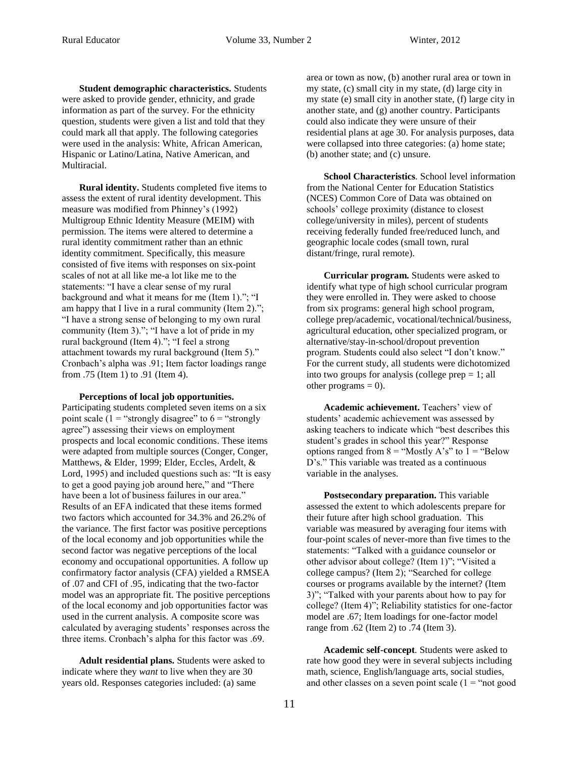**Student demographic characteristics.** Students were asked to provide gender, ethnicity, and grade information as part of the survey. For the ethnicity question, students were given a list and told that they could mark all that apply. The following categories were used in the analysis: White, African American, Hispanic or Latino/Latina, Native American, and Multiracial.

**Rural identity.** Students completed five items to assess the extent of rural identity development. This measure was modified from Phinney's (1992) Multigroup Ethnic Identity Measure (MEIM) with permission. The items were altered to determine a rural identity commitment rather than an ethnic identity commitment. Specifically, this measure consisted of five items with responses on six-point scales of not at all like me-a lot like me to the statements: "I have a clear sense of my rural background and what it means for me (Item 1)."; "I am happy that I live in a rural community (Item 2)."; "I have a strong sense of belonging to my own rural community (Item 3)."; "I have a lot of pride in my rural background (Item 4)."; "I feel a strong attachment towards my rural background (Item 5)." Cronbach's alpha was .91; Item factor loadings range from .75 (Item 1) to .91 (Item 4).

**Perceptions of local job opportunities.** Participating students completed seven items on a six point scale (1 = "strongly disagree" to 6 = "strongly agree") assessing their views on employment prospects and local economic conditions. These items were adapted from multiple sources (Conger, Conger, Matthews, & Elder, 1999; Elder, Eccles, Ardelt, & Lord, 1995) and included questions such as: "It is easy to get a good paying job around here," and "There have been a lot of business failures in our area." Results of an EFA indicated that these items formed two factors which accounted for 34.3% and 26.2% of the variance. The first factor was positive perceptions of the local economy and job opportunities while the second factor was negative perceptions of the local economy and occupational opportunities. A follow up confirmatory factor analysis (CFA) yielded a RMSEA of .07 and CFI of .95, indicating that the two-factor model was an appropriate fit. The positive perceptions of the local economy and job opportunities factor was used in the current analysis. A composite score was calculated by averaging students' responses across the three items. Cronbach's alpha for this factor was .69.

**Adult residential plans.** Students were asked to indicate where they *want* to live when they are 30 years old. Responses categories included: (a) same area or town as now, (b) another rural area or town in my state, (c) small city in my state, (d) large city in my state (e) small city in another state, (f) large city in another state, and (g) another country. Participants could also indicate they were unsure of their residential plans at age 30. For analysis purposes, data were collapsed into three categories: (a) home state; (b) another state; and (c) unsure.

**School Characteristics**. School level information from the National Center for Education Statistics (NCES) Common Core of Data was obtained on schools' college proximity (distance to closest college/university in miles), percent of students receiving federally funded free/reduced lunch, and geographic locale codes (small town, rural distant/fringe, rural remote).

**Curricular program.** Students were asked to identify what type of high school curricular program they were enrolled in. They were asked to choose from six programs: general high school program, college prep/academic, vocational/technical/business, agricultural education, other specialized program, or alternative/stay-in-school/dropout prevention program. Students could also select "I don't know." For the current study, all students were dichotomized into two groups for analysis (college prep = 1; all other programs = 0).

**Academic achievement.** Teachers' view of students' academic achievement was assessed by asking teachers to indicate which "best describes this student's grades in school this year?" Response options ranged from 8 = "Mostly A's" to 1 = "Below D's." This variable was treated as a continuous variable in the analyses.

**Postsecondary preparation.** This variable assessed the extent to which adolescents prepare for their future after high school graduation. This variable was measured by averaging four items with four-point scales of never-more than five times to the statements: "Talked with a guidance counselor or other advisor about college? (Item 1)"; "Visited a college campus? (Item 2); "Searched for college courses or programs available by the internet? (Item 3)"; "Talked with your parents about how to pay for college? (Item 4)"; Reliability statistics for one-factor model are .67; Item loadings for one-factor model range from .62 (Item 2) to .74 (Item 3).

**Academic self-concept**. Students were asked to rate how good they were in several subjects including math, science, English/language arts, social studies, and other classes on a seven point scale (1 = "not good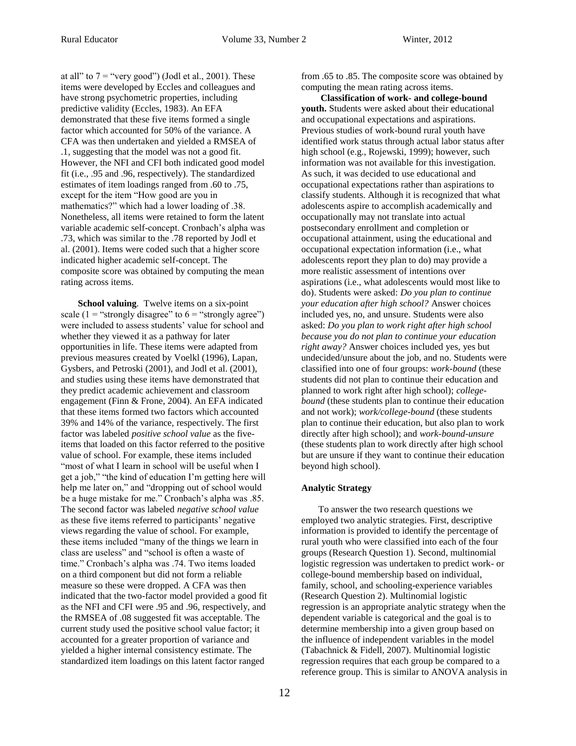at all" to 7 = "very good") (Jodl et al., 2001). These items were developed by Eccles and colleagues and have strong psychometric properties, including predictive validity (Eccles, 1983). An EFA demonstrated that these five items formed a single factor which accounted for 50% of the variance. A CFA was then undertaken and yielded a RMSEA of .1, suggesting that the model was not a good fit. However, the NFI and CFI both indicated good model fit (i.e., .95 and .96, respectively). The standardized estimates of item loadings ranged from .60 to .75, except for the item "How good are you in mathematics?" which had a lower loading of .38. Nonetheless, all items were retained to form the latent variable academic self-concept. Cronbach's alpha was .73, which was similar to the .78 reported by Jodl et al. (2001). Items were coded such that a higher score indicated higher academic self-concept. The composite score was obtained by computing the mean rating across items.

**School valuing**. Twelve items on a six-point scale (1 = "strongly disagree" to 6 = "strongly agree") were included to assess students' value for school and whether they viewed it as a pathway for later opportunities in life. These items were adapted from previous measures created by Voelkl (1996), Lapan, Gysbers, and Petroski (2001), and Jodl et al. (2001), and studies using these items have demonstrated that they predict academic achievement and classroom engagement (Finn & Frone, 2004). An EFA indicated that these items formed two factors which accounted 39% and 14% of the variance, respectively. The first factor was labeled *positive school value* as the five-items that loaded on this factor referred to the positive value of school. For example, these items included "most of what I learn in school will be useful when I get a job," "the kind of education I'm getting here will help me later on," and "dropping out of school would be a huge mistake for me." Cronbach's alpha was .85. The second factor was labeled *negative school value* as these five items referred to participants' negative views regarding the value of school. For example, these items included "many of the things we learn in class are useless" and "school is often a waste of time." Cronbach's alpha was .74. Two items loaded on a third component but did not form a reliable measure so these were dropped. A CFA was then indicated that the two-factor model provided a good fit as the NFI and CFI were .95 and .96, respectively, and the RMSEA of .08 suggested fit was acceptable. The current study used the positive school value factor; it accounted for a greater proportion of variance and yielded a higher internal consistency estimate. The standardized item loadings on this latent factor ranged from .65 to .85. The composite score was obtained by computing the mean rating across items.

**Classification of work- and college-bound youth.** Students were asked about their educational and occupational expectations and aspirations. Previous studies of work-bound rural youth have identified work status through actual labor status after high school (e.g., Rojewski, 1999); however, such information was not available for this investigation. As such, it was decided to use educational and occupational expectations rather than aspirations to classify students. Although it is recognized that what adolescents aspire to accomplish academically and occupationally may not translate into actual postsecondary enrollment and completion or occupational attainment, using the educational and occupational expectation information (i.e., what adolescents report they plan to do) may provide a more realistic assessment of intentions over aspirations (i.e., what adolescents would most like to do). Students were asked: *Do you plan to continue your education after high school?* Answer choices included yes, no, and unsure. Students were also asked: *Do you plan to work right after high school because you do not plan to continue your education right away?* Answer choices included yes, yes but undecided/unsure about the job, and no. Students were classified into one of four groups: *work-bound* (these students did not plan to continue their education and planned to work right after high school); *college-bound* (these students plan to continue their education and not work); *work/college-bound* (these students plan to continue their education, but also plan to work directly after high school); and *work-bound-unsure* (these students plan to work directly after high school but are unsure if they want to continue their education beyond high school).

### Analytic Strategy

To answer the two research questions we employed two analytic strategies. First, descriptive information is provided to identify the percentage of rural youth who were classified into each of the four groups (Research Question 1). Second, multinomial logistic regression was undertaken to predict work- or college-bound membership based on individual, family, school, and schooling-experience variables (Research Question 2). Multinomial logistic regression is an appropriate analytic strategy when the dependent variable is categorical and the goal is to determine membership into a given group based on the influence of independent variables in the model (Tabachnick & Fidell, 2007). Multinomial logistic regression requires that each group be compared to a reference group. This is similar to ANOVA analysis in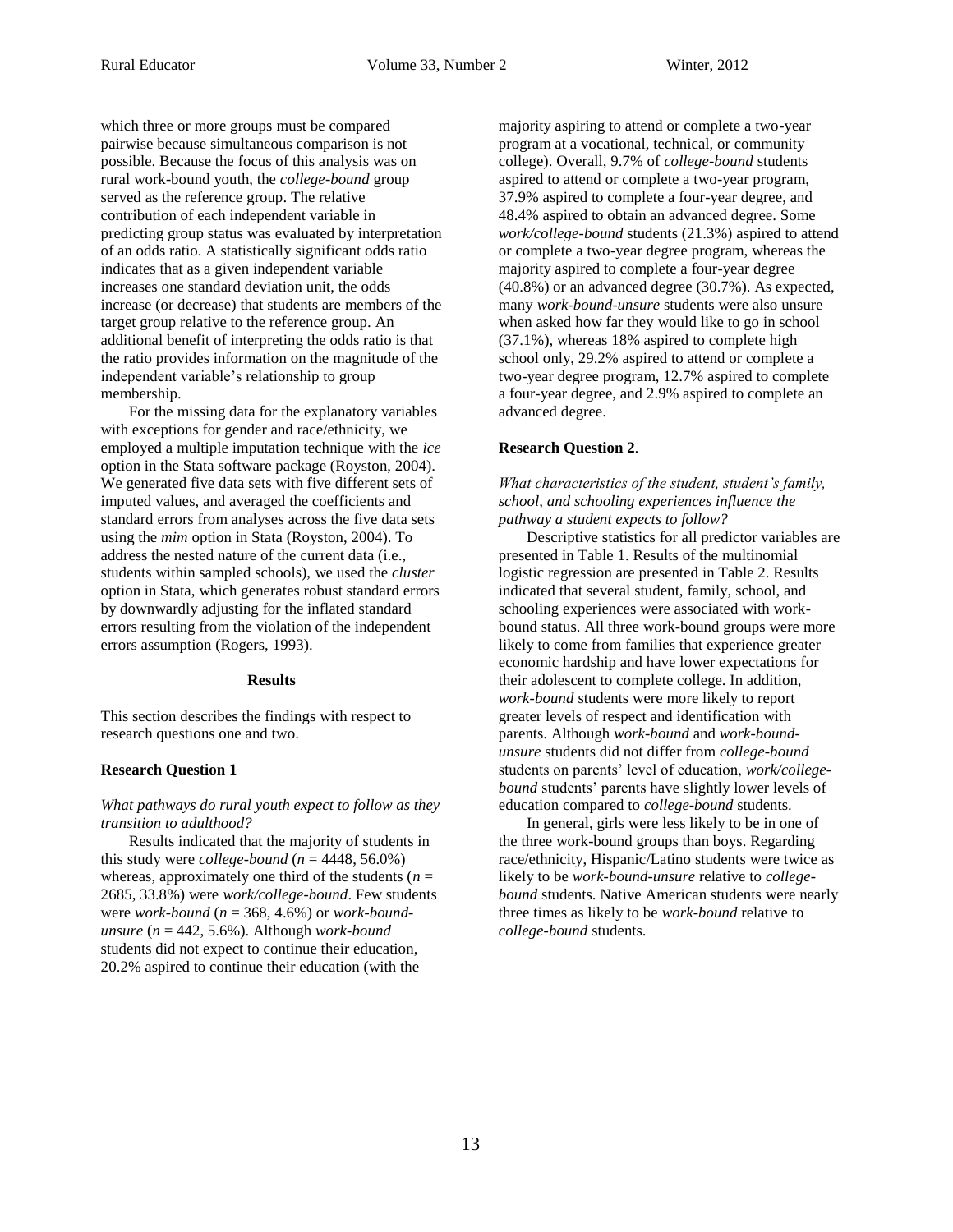which three or more groups must be compared pairwise because simultaneous comparison is not possible. Because the focus of this analysis was on rural work-bound youth, the *college-bound* group served as the reference group. The relative contribution of each independent variable in predicting group status was evaluated by interpretation of an odds ratio. A statistically significant odds ratio indicates that as a given independent variable increases one standard deviation unit, the odds increase (or decrease) that students are members of the target group relative to the reference group. An additional benefit of interpreting the odds ratio is that the ratio provides information on the magnitude of the independent variable's relationship to group membership.

For the missing data for the explanatory variables with exceptions for gender and race/ethnicity, we employed a multiple imputation technique with the *ice* option in the Stata software package (Royston, 2004). We generated five data sets with five different sets of imputed values, and averaged the coefficients and standard errors from analyses across the five data sets using the *mim* option in Stata (Royston, 2004). To address the nested nature of the current data (i.e., students within sampled schools), we used the *cluster* option in Stata, which generates robust standard errors by downwardly adjusting for the inflated standard errors resulting from the violation of the independent errors assumption (Rogers, 1993).

## Results

This section describes the findings with respect to research questions one and two.

### Research Question 1

*What pathways do rural youth expect to follow as they transition to adulthood?*

Results indicated that the majority of students in this study were *college-bound* ($n$ = 4448, 56.0%) whereas, approximately one third of the students ($n$ = 2685, 33.8%) were *work/college-bound*. Few students were *work-bound* ($n$ = 368, 4.6%) or *work-bound-unsure* ($n$ = 442, 5.6%). Although *work-bound* students did not expect to continue their education, 20.2% aspired to continue their education (with the majority aspiring to attend or complete a two-year program at a vocational, technical, or community college). Overall, 9.7% of *college-bound* students aspired to attend or complete a two-year program, 37.9% aspired to complete a four-year degree, and 48.4% aspired to obtain an advanced degree. Some *work/college-bound* students (21.3%) aspired to attend or complete a two-year degree program, whereas the majority aspired to complete a four-year degree (40.8%) or an advanced degree (30.7%). As expected, many *work-bound-unsure* students were also unsure when asked how far they would like to go in school (37.1%), whereas 18% aspired to complete high school only, 29.2% aspired to attend or complete a two-year degree program, 12.7% aspired to complete a four-year degree, and 2.9% aspired to complete an advanced degree.

### Research Question 2.

*What characteristics of the student, student's family, school, and schooling experiences influence the pathway a student expects to follow?*

Descriptive statistics for all predictor variables are presented in Table 1. Results of the multinomial logistic regression are presented in Table 2. Results indicated that several student, family, school, and schooling experiences were associated with work-bound status. All three work-bound groups were more likely to come from families that experience greater economic hardship and have lower expectations for their adolescent to complete college. In addition, *work-bound* students were more likely to report greater levels of respect and identification with parents. Although *work-bound* and *work-bound-unsure* students did not differ from *college-bound* students on parents' level of education, *work/college-bound* students' parents have slightly lower levels of education compared to *college-bound* students.

In general, girls were less likely to be in one of the three work-bound groups than boys. Regarding race/ethnicity, Hispanic/Latino students were twice as likely to be *work-bound-unsure* relative to *college-bound* students. Native American students were nearly three times as likely to be *work-bound* relative to *college-bound* students.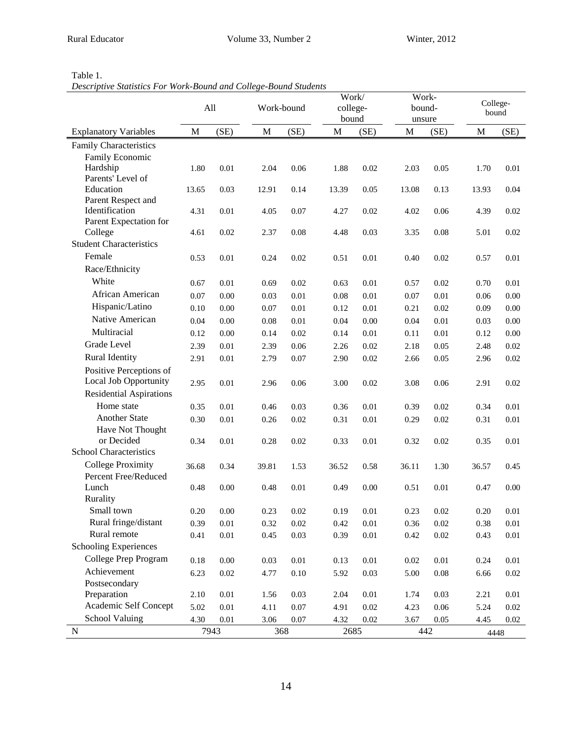Table 1.
*Descriptive Statistics For Work-Bound and College-Bound Students*

| | All | | Work-bound | | Work/ college-bound | | Work-bound-unsure | | College-bound | |
|---|---|---|---|---|---|---|---|---|---|---|
| Explanatory Variables | M | (SE) | M | (SE) | M | (SE) | M | (SE) | M | (SE) |
| Family Characteristics | | | | | | | | | | |
| Family Economic Hardship | 1.80 | 0.01 | 2.04 | 0.06 | 1.88 | 0.02 | 2.03 | 0.05 | 1.70 | 0.01 |
| Parents' Level of Education | 13.65 | 0.03 | 12.91 | 0.14 | 13.39 | 0.05 | 13.08 | 0.13 | 13.93 | 0.04 |
| Parent Respect and Identification | 4.31 | 0.01 | 4.05 | 0.07 | 4.27 | 0.02 | 4.02 | 0.06 | 4.39 | 0.02 |
| Parent Expectation for College | 4.61 | 0.02 | 2.37 | 0.08 | 4.48 | 0.03 | 3.35 | 0.08 | 5.01 | 0.02 |
| Student Characteristics | | | | | | | | | | |
| Female | 0.53 | 0.01 | 0.24 | 0.02 | 0.51 | 0.01 | 0.40 | 0.02 | 0.57 | 0.01 |
| Race/Ethnicity | | | | | | | | | | |
| White | 0.67 | 0.01 | 0.69 | 0.02 | 0.63 | 0.01 | 0.57 | 0.02 | 0.70 | 0.01 |
| African American | 0.07 | 0.00 | 0.03 | 0.01 | 0.08 | 0.01 | 0.07 | 0.01 | 0.06 | 0.00 |
| Hispanic/Latino | 0.10 | 0.00 | 0.07 | 0.01 | 0.12 | 0.01 | 0.21 | 0.02 | 0.09 | 0.00 |
| Native American | 0.04 | 0.00 | 0.08 | 0.01 | 0.04 | 0.00 | 0.04 | 0.01 | 0.03 | 0.00 |
| Multiracial | 0.12 | 0.00 | 0.14 | 0.02 | 0.14 | 0.01 | 0.11 | 0.01 | 0.12 | 0.00 |
| Grade Level | 2.39 | 0.01 | 2.39 | 0.06 | 2.26 | 0.02 | 2.18 | 0.05 | 2.48 | 0.02 |
| Rural Identity | 2.91 | 0.01 | 2.79 | 0.07 | 2.90 | 0.02 | 2.66 | 0.05 | 2.96 | 0.02 |
| Positive Perceptions of Local Job Opportunity | 2.95 | 0.01 | 2.96 | 0.06 | 3.00 | 0.02 | 3.08 | 0.06 | 2.91 | 0.02 |
| Residential Aspirations | | | | | | | | | | |
| Home state | 0.35 | 0.01 | 0.46 | 0.03 | 0.36 | 0.01 | 0.39 | 0.02 | 0.34 | 0.01 |
| Another State | 0.30 | 0.01 | 0.26 | 0.02 | 0.31 | 0.01 | 0.29 | 0.02 | 0.31 | 0.01 |
| Have Not Thought or Decided | 0.34 | 0.01 | 0.28 | 0.02 | 0.33 | 0.01 | 0.32 | 0.02 | 0.35 | 0.01 |
| School Characteristics | | | | | | | | | | |
| College Proximity | 36.68 | 0.34 | 39.81 | 1.53 | 36.52 | 0.58 | 36.11 | 1.30 | 36.57 | 0.45 |
| Percent Free/Reduced Lunch | 0.48 | 0.00 | 0.48 | 0.01 | 0.49 | 0.00 | 0.51 | 0.01 | 0.47 | 0.00 |
| Rurality | | | | | | | | | | |
| Small town | 0.20 | 0.00 | 0.23 | 0.02 | 0.19 | 0.01 | 0.23 | 0.02 | 0.20 | 0.01 |
| Rural fringe/distant | 0.39 | 0.01 | 0.32 | 0.02 | 0.42 | 0.01 | 0.36 | 0.02 | 0.38 | 0.01 |
| Rural remote | 0.41 | 0.01 | 0.45 | 0.03 | 0.39 | 0.01 | 0.42 | 0.02 | 0.43 | 0.01 |
| Schooling Experiences | | | | | | | | | | |
| College Prep Program | 0.18 | 0.00 | 0.03 | 0.01 | 0.13 | 0.01 | 0.02 | 0.01 | 0.24 | 0.01 |
| Achievement | 6.23 | 0.02 | 4.77 | 0.10 | 5.92 | 0.03 | 5.00 | 0.08 | 6.66 | 0.02 |
| Postsecondary Preparation | 2.10 | 0.01 | 1.56 | 0.03 | 2.04 | 0.01 | 1.74 | 0.03 | 2.21 | 0.01 |
| Academic Self Concept | 5.02 | 0.01 | 4.11 | 0.07 | 4.91 | 0.02 | 4.23 | 0.06 | 5.24 | 0.02 |
| School Valuing | 4.30 | 0.01 | 3.06 | 0.07 | 4.32 | 0.02 | 3.67 | 0.05 | 4.45 | 0.02 |
| N | 7943 | | 368 | | 2685 | | 442 | | 4448 | |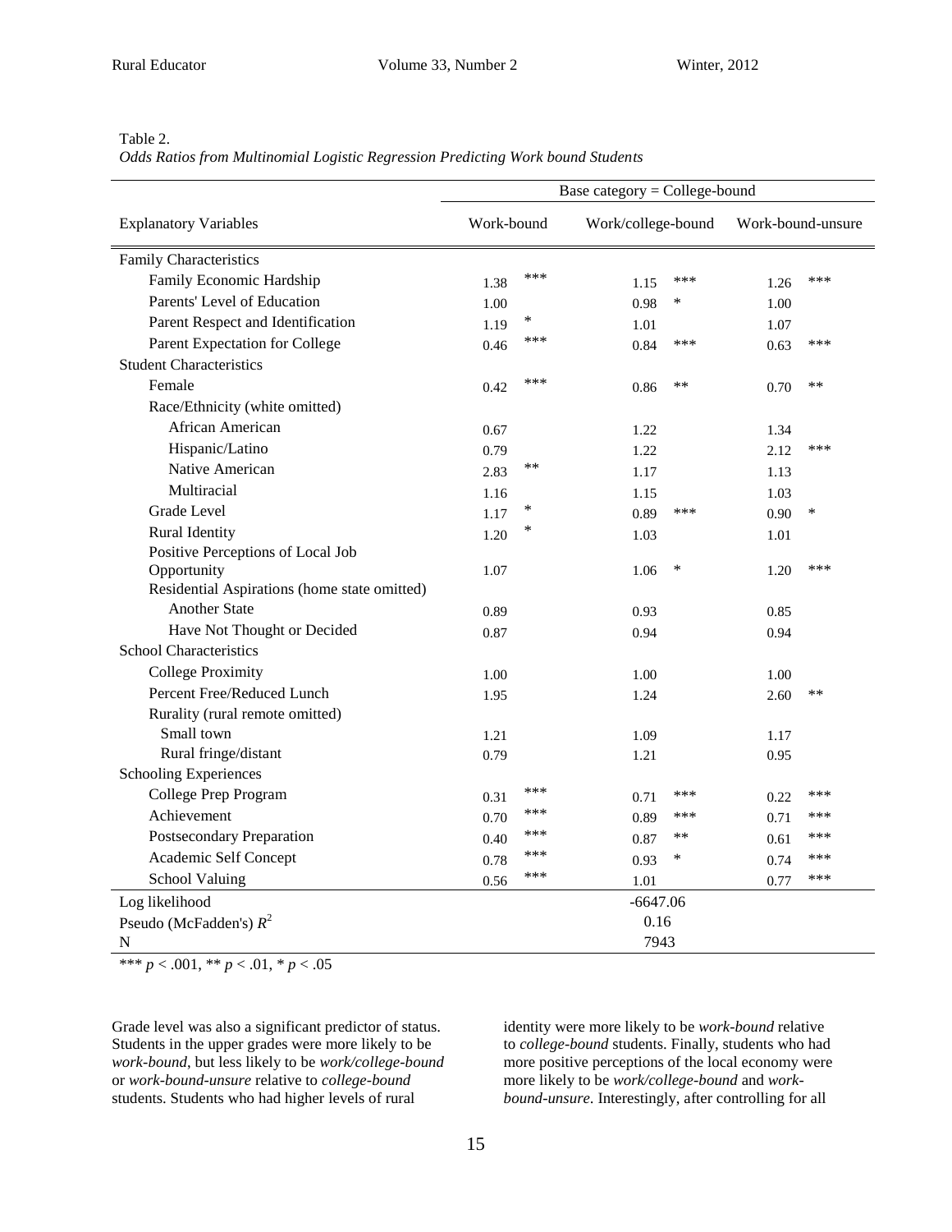Table 2.
*Odds Ratios from Multinomial Logistic Regression Predicting Work bound Students*

| | Base category = College-bound | | |
|---|---|---|---|
| Explanatory Variables | Work-bound | Work/college-bound | Work-bound-unsure |
| Family Characteristics | | | |
| Family Economic Hardship | 1.38 *** | 1.15 *** | 1.26 *** |
| Parents' Level of Education | 1.00 | 0.98 * | 1.00 |
| Parent Respect and Identification | 1.19 * | 1.01 | 1.07 |
| Parent Expectation for College | 0.46 *** | 0.84 *** | 0.63 *** |
| Student Characteristics | | | |
| Female | 0.42 *** | 0.86 ** | 0.70 ** |
| Race/Ethnicity (white omitted) | | | |
| African American | 0.67 | 1.22 | 1.34 |
| Hispanic/Latino | 0.79 | 1.22 | 2.12 *** |
| Native American | 2.83 ** | 1.17 | 1.13 |
| Multiracial | 1.16 | 1.15 | 1.03 |
| Grade Level | 1.17 * | 0.89 *** | 0.90 * |
| Rural Identity | 1.20 * | 1.03 | 1.01 |
| Positive Perceptions of Local Job Opportunity | 1.07 | 1.06 * | 1.20 *** |
| Residential Aspirations (home state omitted) | | | |
| Another State | 0.89 | 0.93 | 0.85 |
| Have Not Thought or Decided | 0.87 | 0.94 | 0.94 |
| School Characteristics | | | |
| College Proximity | 1.00 | 1.00 | 1.00 |
| Percent Free/Reduced Lunch | 1.95 | 1.24 | 2.60 ** |
| Rurality (rural remote omitted) | | | |
| Small town | 1.21 | 1.09 | 1.17 |
| Rural fringe/distant | 0.79 | 1.21 | 0.95 |
| Schooling Experiences | | | |
| College Prep Program | 0.31 *** | 0.71 *** | 0.22 *** |
| Achievement | 0.70 *** | 0.89 *** | 0.71 *** |
| Postsecondary Preparation | 0.40 *** | 0.87 ** | 0.61 *** |
| Academic Self Concept | 0.78 *** | 0.93 * | 0.74 *** |
| School Valuing | 0.56 *** | 1.01 | 0.77 *** |
| Log likelihood | | -6647.06 | |
| Pseudo (McFadden's) $R^2$ | | 0.16 | |
| N | | 7943 | |

*** $p < .001$, ** $p < .01$, * $p < .05$

Grade level was also a significant predictor of status. Students in the upper grades were more likely to be *work-bound*, but less likely to be *work/college-bound* or *work-bound-unsure* relative to *college-bound* students. Students who had higher levels of rural identity were more likely to be *work-bound* relative to *college-bound* students. Finally, students who had more positive perceptions of the local economy were more likely to be *work/college-bound* and *work-bound-unsure*. Interestingly, after controlling for all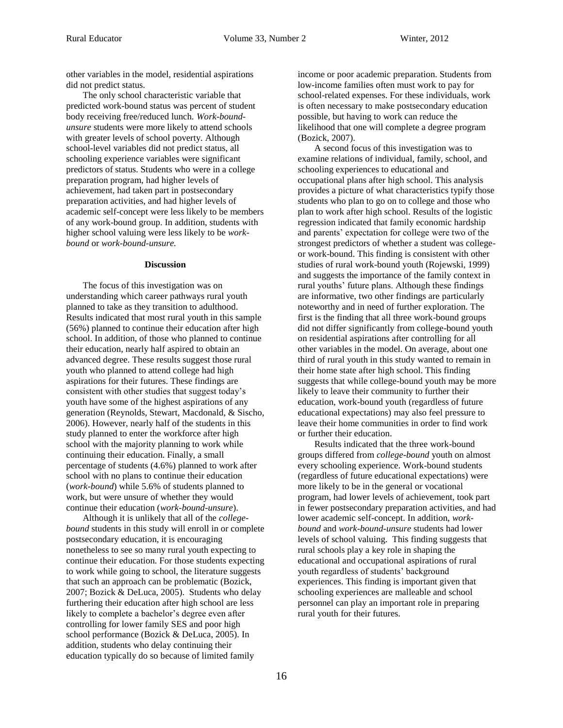other variables in the model, residential aspirations did not predict status.

The only school characteristic variable that predicted work-bound status was percent of student body receiving free/reduced lunch. *Work-bound-unsure* students were more likely to attend schools with greater levels of school poverty. Although school-level variables did not predict status, all schooling experience variables were significant predictors of status. Students who were in a college preparation program, had higher levels of achievement, had taken part in postsecondary preparation activities, and had higher levels of academic self-concept were less likely to be members of any work-bound group. In addition, students with higher school valuing were less likely to be *work-bound* or *work-bound-unsure.*

## Discussion

The focus of this investigation was on understanding which career pathways rural youth planned to take as they transition to adulthood. Results indicated that most rural youth in this sample (56%) planned to continue their education after high school. In addition, of those who planned to continue their education, nearly half aspired to obtain an advanced degree. These results suggest those rural youth who planned to attend college had high aspirations for their futures. These findings are consistent with other studies that suggest today's youth have some of the highest aspirations of any generation (Reynolds, Stewart, Macdonald, & Sischo, 2006). However, nearly half of the students in this study planned to enter the workforce after high school with the majority planning to work while continuing their education. Finally, a small percentage of students (4.6%) planned to work after school with no plans to continue their education (*work-bound*) while 5.6% of students planned to work, but were unsure of whether they would continue their education (*work-bound-unsure*).

Although it is unlikely that all of the *college-bound* students in this study will enroll in or complete postsecondary education, it is encouraging nonetheless to see so many rural youth expecting to continue their education. For those students expecting to work while going to school, the literature suggests that such an approach can be problematic (Bozick, 2007; Bozick & DeLuca, 2005). Students who delay furthering their education after high school are less likely to complete a bachelor's degree even after controlling for lower family SES and poor high school performance (Bozick & DeLuca, 2005). In addition, students who delay continuing their education typically do so because of limited family income or poor academic preparation. Students from low-income families often must work to pay for school-related expenses. For these individuals, work is often necessary to make postsecondary education possible, but having to work can reduce the likelihood that one will complete a degree program (Bozick, 2007).

A second focus of this investigation was to examine relations of individual, family, school, and schooling experiences to educational and occupational plans after high school. This analysis provides a picture of what characteristics typify those students who plan to go on to college and those who plan to work after high school. Results of the logistic regression indicated that family economic hardship and parents' expectation for college were two of the strongest predictors of whether a student was college- or work-bound. This finding is consistent with other studies of rural work-bound youth (Rojewski, 1999) and suggests the importance of the family context in rural youths' future plans. Although these findings are informative, two other findings are particularly noteworthy and in need of further exploration. The first is the finding that all three work-bound groups did not differ significantly from college-bound youth on residential aspirations after controlling for all other variables in the model. On average, about one third of rural youth in this study wanted to remain in their home state after high school. This finding suggests that while college-bound youth may be more likely to leave their community to further their education, work-bound youth (regardless of future educational expectations) may also feel pressure to leave their home communities in order to find work or further their education.

Results indicated that the three work-bound groups differed from *college-bound* youth on almost every schooling experience. Work-bound students (regardless of future educational expectations) were more likely to be in the general or vocational program, had lower levels of achievement, took part in fewer postsecondary preparation activities, and had lower academic self-concept. In addition, *work-bound* and *work-bound-unsure* students had lower levels of school valuing. This finding suggests that rural schools play a key role in shaping the educational and occupational aspirations of rural youth regardless of students' background experiences. This finding is important given that schooling experiences are malleable and school personnel can play an important role in preparing rural youth for their futures.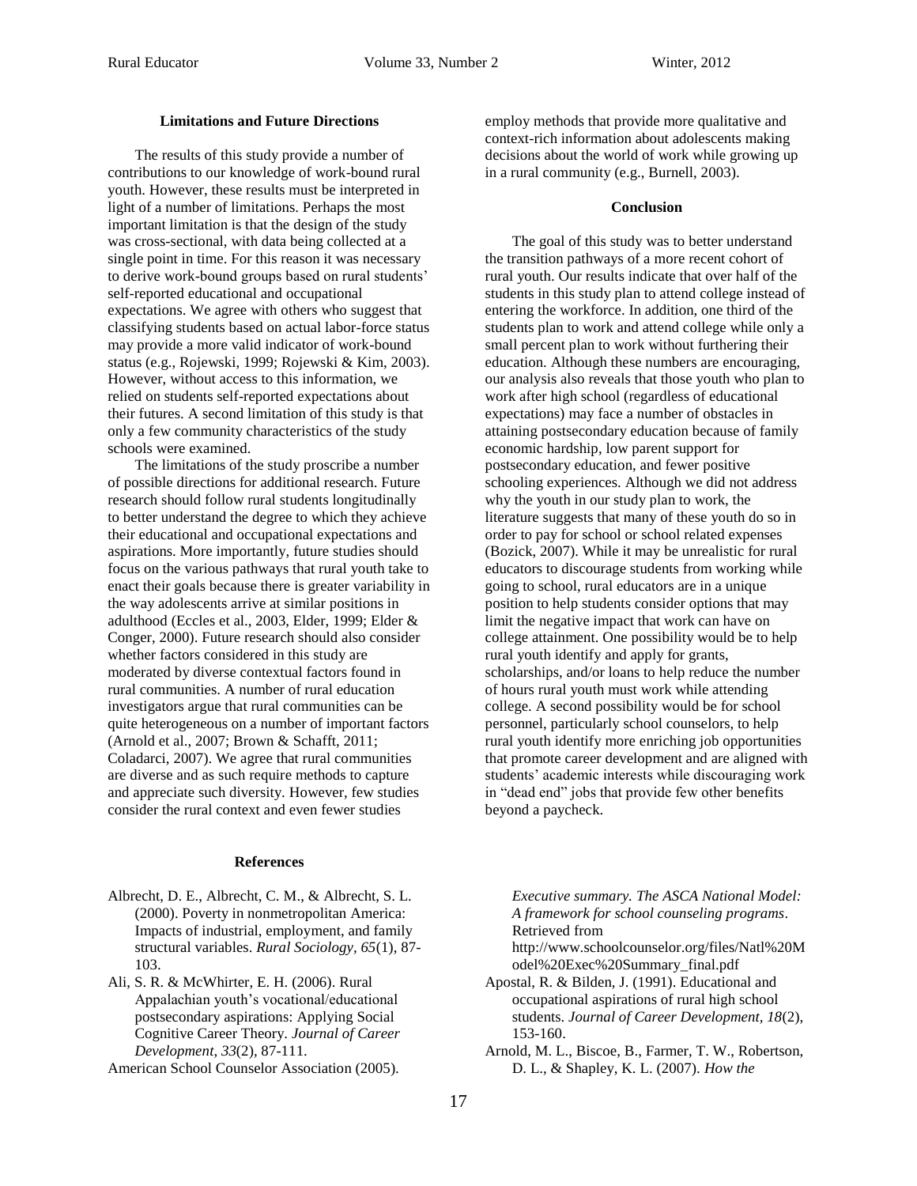## Limitations and Future Directions

The results of this study provide a number of contributions to our knowledge of work-bound rural youth. However, these results must be interpreted in light of a number of limitations. Perhaps the most important limitation is that the design of the study was cross-sectional, with data being collected at a single point in time. For this reason it was necessary to derive work-bound groups based on rural students' self-reported educational and occupational expectations. We agree with others who suggest that classifying students based on actual labor-force status may provide a more valid indicator of work-bound status (e.g., Rojewski, 1999; Rojewski & Kim, 2003). However, without access to this information, we relied on students self-reported expectations about their futures. A second limitation of this study is that only a few community characteristics of the study schools were examined.

The limitations of the study proscribe a number of possible directions for additional research. Future research should follow rural students longitudinally to better understand the degree to which they achieve their educational and occupational expectations and aspirations. More importantly, future studies should focus on the various pathways that rural youth take to enact their goals because there is greater variability in the way adolescents arrive at similar positions in adulthood (Eccles et al., 2003, Elder, 1999; Elder & Conger, 2000). Future research should also consider whether factors considered in this study are moderated by diverse contextual factors found in rural communities. A number of rural education investigators argue that rural communities can be quite heterogeneous on a number of important factors (Arnold et al., 2007; Brown & Schafft, 2011; Coladarci, 2007). We agree that rural communities are diverse and as such require methods to capture and appreciate such diversity. However, few studies consider the rural context and even fewer studies employ methods that provide more qualitative and context-rich information about adolescents making decisions about the world of work while growing up in a rural community (e.g., Burnell, 2003).

## Conclusion

The goal of this study was to better understand the transition pathways of a more recent cohort of rural youth. Our results indicate that over half of the students in this study plan to attend college instead of entering the workforce. In addition, one third of the students plan to work and attend college while only a small percent plan to work without furthering their education. Although these numbers are encouraging, our analysis also reveals that those youth who plan to work after high school (regardless of educational expectations) may face a number of obstacles in attaining postsecondary education because of family economic hardship, low parent support for postsecondary education, and fewer positive schooling experiences. Although we did not address why the youth in our study plan to work, the literature suggests that many of these youth do so in order to pay for school or school related expenses (Bozick, 2007). While it may be unrealistic for rural educators to discourage students from working while going to school, rural educators are in a unique position to help students consider options that may limit the negative impact that work can have on college attainment. One possibility would be to help rural youth identify and apply for grants, scholarships, and/or loans to help reduce the number of hours rural youth must work while attending college. A second possibility would be for school personnel, particularly school counselors, to help rural youth identify more enriching job opportunities that promote career development and are aligned with students' academic interests while discouraging work in "dead end" jobs that provide few other benefits beyond a paycheck.

## References

Albrecht, D. E., Albrecht, C. M., & Albrecht, S. L. (2000). Poverty in nonmetropolitan America: Impacts of industrial, employment, and family structural variables. *Rural Sociology, 65*(1), 87-103.

Ali, S. R. & McWhirter, E. H. (2006). Rural Appalachian youth's vocational/educational postsecondary aspirations: Applying Social Cognitive Career Theory. *Journal of Career Development, 33*(2), 87-111.

American School Counselor Association (2005). *Executive summary. The ASCA National Model: A framework for school counseling programs*. Retrieved from http://www.schoolcounselor.org/files/Natl%20Model%20Exec%20Summary_final.pdf

Apostal, R. & Bilden, J. (1991). Educational and occupational aspirations of rural high school students. *Journal of Career Development, 18*(2), 153-160.

Arnold, M. L., Biscoe, B., Farmer, T. W., Robertson, D. L., & Shapley, K. L. (2007). *How the*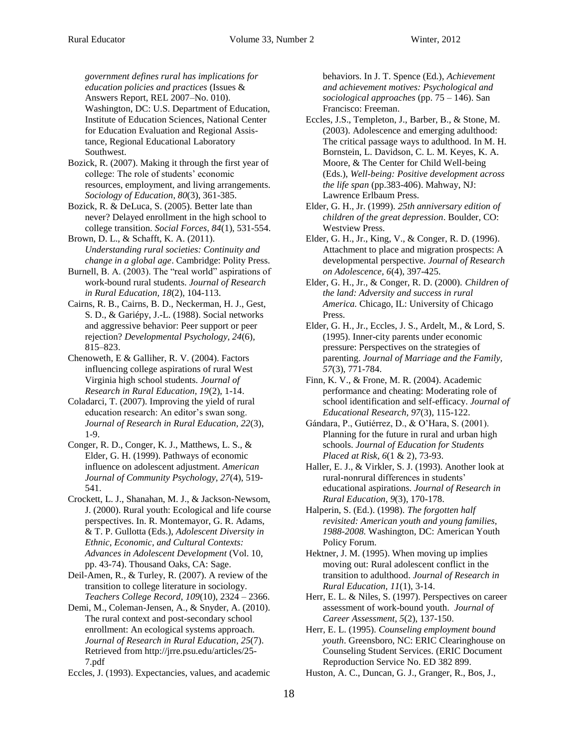*government defines rural has implications for education policies and practices* (Issues & Answers Report, REL 2007–No. 010). Washington, DC: U.S. Department of Education, Institute of Education Sciences, National Center for Education Evaluation and Regional Assistance, Regional Educational Laboratory Southwest.

Bozick, R. (2007). Making it through the first year of college: The role of students' economic resources, employment, and living arrangements. *Sociology of Education, 80*(3), 361-385.

Bozick, R. & DeLuca, S. (2005). Better late than never? Delayed enrollment in the high school to college transition. *Social Forces, 84*(1), 531-554.

Brown, D. L., & Schafft, K. A. (2011). *Understanding rural societies: Continuity and change in a global age*. Cambridge: Polity Press.

Burnell, B. A. (2003). The "real world" aspirations of work-bound rural students. *Journal of Research in Rural Education, 18*(2), 104-113.

Cairns, R. B., Cairns, B. D., Neckerman, H. J., Gest, S. D., & Gariépy, J.-L. (1988). Social networks and aggressive behavior: Peer support or peer rejection? *Developmental Psychology, 24*(6), 815–823.

Chenoweth, E & Galliher, R. V. (2004). Factors influencing college aspirations of rural West Virginia high school students. *Journal of Research in Rural Education, 19*(2), 1-14.

Coladarci, T. (2007). Improving the yield of rural education research: An editor's swan song. *Journal of Research in Rural Education, 22*(3), 1-9.

Conger, R. D., Conger, K. J., Matthews, L. S., & Elder, G. H. (1999). Pathways of economic influence on adolescent adjustment. *American Journal of Community Psychology, 27*(4), 519-541.

Crockett, L. J., Shanahan, M. J., & Jackson-Newsom, J. (2000). Rural youth: Ecological and life course perspectives. In. R. Montemayor, G. R. Adams, & T. P. Gullotta (Eds.), *Adolescent Diversity in Ethnic, Economic, and Cultural Contexts: Advances in Adolescent Development* (Vol. 10, pp. 43-74). Thousand Oaks, CA: Sage.

Deil-Amen, R., & Turley, R. (2007). A review of the transition to college literature in sociology. *Teachers College Record, 109*(10), 2324 – 2366.

Demi, M., Coleman-Jensen, A., & Snyder, A. (2010). The rural context and post-secondary school enrollment: An ecological systems approach. *Journal of Research in Rural Education, 25*(7). Retrieved from http://jrre.psu.edu/articles/25-7.pdf

Eccles, J. (1993). Expectancies, values, and academic behaviors. In J. T. Spence (Ed.), *Achievement and achievement motives: Psychological and sociological approaches* (pp. 75 – 146). San Francisco: Freeman.

Eccles, J.S., Templeton, J., Barber, B., & Stone, M. (2003). Adolescence and emerging adulthood: The critical passage ways to adulthood. In M. H. Bornstein, L. Davidson, C. L. M. Keyes, K. A. Moore, & The Center for Child Well-being (Eds.), *Well-being: Positive development across the life span* (pp.383-406). Mahway, NJ: Lawrence Erlbaum Press.

Elder, G. H., Jr. (1999). *25th anniversary edition of children of the great depression*. Boulder, CO: Westview Press.

Elder, G. H., Jr., King, V., & Conger, R. D. (1996). Attachment to place and migration prospects: A developmental perspective. *Journal of Research on Adolescence, 6*(4), 397-425.

Elder, G. H., Jr., & Conger, R. D. (2000). *Children of the land: Adversity and success in rural America.* Chicago, IL: University of Chicago Press.

Elder, G. H., Jr., Eccles, J. S., Ardelt, M., & Lord, S. (1995). Inner-city parents under economic pressure: Perspectives on the strategies of parenting. *Journal of Marriage and the Family, 57*(3), 771-784.

Finn, K. V., & Frone, M. R. (2004). Academic performance and cheating: Moderating role of school identification and self-efficacy. *Journal of Educational Research, 97*(3), 115-122.

Gándara, P., Gutiérrez, D., & O'Hara, S. (2001). Planning for the future in rural and urban high schools. *Journal of Education for Students Placed at Risk, 6*(1 & 2), 73-93.

Haller, E. J., & Virkler, S. J. (1993). Another look at rural-nonrural differences in students' educational aspirations. *Journal of Research in Rural Education, 9*(3), 170-178.

Halperin, S. (Ed.). (1998). *The forgotten half revisited: American youth and young families, 1988-2008.* Washington, DC: American Youth Policy Forum.

Hektner, J. M. (1995). When moving up implies moving out: Rural adolescent conflict in the transition to adulthood. *Journal of Research in Rural Education, 11*(1), 3-14.

Herr, E. L. & Niles, S. (1997). Perspectives on career assessment of work-bound youth. *Journal of Career Assessment, 5*(2), 137-150.

Herr, E. L. (1995). *Counseling employment bound youth*. Greensboro, NC: ERIC Clearinghouse on Counseling Student Services. (ERIC Document Reproduction Service No. ED 382 899.

Huston, A. C., Duncan, G. J., Granger, R., Bos, J.,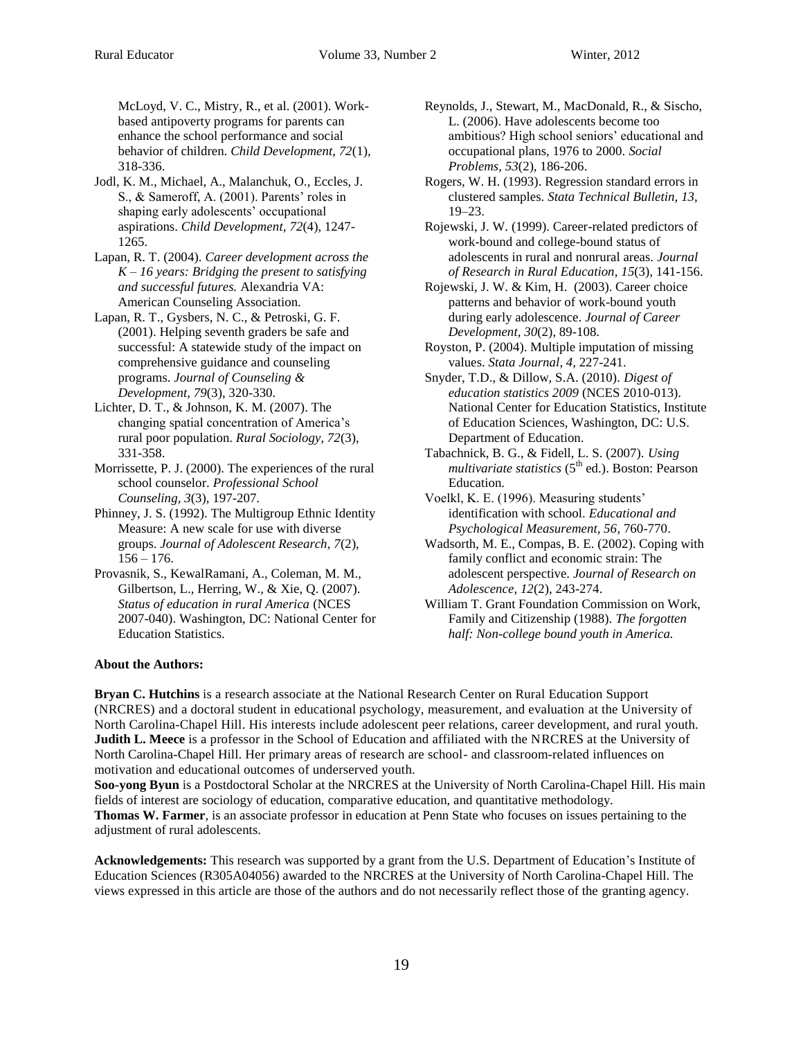McLoyd, V. C., Mistry, R., et al. (2001). Work-based antipoverty programs for parents can enhance the school performance and social behavior of children. *Child Development, 72*(1), 318-336.

Jodl, K. M., Michael, A., Malanchuk, O., Eccles, J. S., & Sameroff, A. (2001). Parents' roles in shaping early adolescents' occupational aspirations. *Child Development*, *72*(4), 1247-1265.

Lapan, R. T. (2004). *Career development across the K – 16 years: Bridging the present to satisfying and successful futures.* Alexandria VA: American Counseling Association.

Lapan, R. T., Gysbers, N. C., & Petroski, G. F. (2001). Helping seventh graders be safe and successful: A statewide study of the impact on comprehensive guidance and counseling programs. *Journal of Counseling & Development, 79*(3), 320-330.

Lichter, D. T., & Johnson, K. M. (2007). The changing spatial concentration of America's rural poor population. *Rural Sociology, 72*(3), 331-358.

Morrissette, P. J. (2000). The experiences of the rural school counselor. *Professional School Counseling, 3*(3), 197-207.

Phinney, J. S. (1992). The Multigroup Ethnic Identity Measure: A new scale for use with diverse groups. *Journal of Adolescent Research, 7*(2), 156 – 176.

Provasnik, S., KewalRamani, A., Coleman, M. M., Gilbertson, L., Herring, W., & Xie, Q. (2007). *Status of education in rural America* (NCES 2007-040). Washington, DC: National Center for Education Statistics.

Reynolds, J., Stewart, M., MacDonald, R., & Sischo, L. (2006). Have adolescents become too ambitious? High school seniors' educational and occupational plans, 1976 to 2000. *Social Problems, 53*(2), 186-206.

Rogers, W. H. (1993). Regression standard errors in clustered samples. *Stata Technical Bulletin*, *13*, 19–23.

Rojewski, J. W. (1999). Career-related predictors of work-bound and college-bound status of adolescents in rural and nonrural areas. *Journal of Research in Rural Education*, *15*(3), 141-156.

Rojewski, J. W. & Kim, H. (2003). Career choice patterns and behavior of work-bound youth during early adolescence. *Journal of Career Development, 30*(2), 89-108.

Royston, P. (2004). Multiple imputation of missing values. *Stata Journal*, *4*, 227-241.

Snyder, T.D., & Dillow, S.A. (2010). *Digest of education statistics 2009* (NCES 2010-013). National Center for Education Statistics, Institute of Education Sciences, Washington, DC: U.S. Department of Education.

Tabachnick, B. G., & Fidell, L. S. (2007). *Using multivariate statistics* (5th ed.). Boston: Pearson Education.

Voelkl, K. E. (1996). Measuring students' identification with school. *Educational and Psychological Measurement, 56*, 760-770.

Wadsorth, M. E., Compas, B. E. (2002). Coping with family conflict and economic strain: The adolescent perspective. *Journal of Research on Adolescence, 12*(2), 243-274.

William T. Grant Foundation Commission on Work, Family and Citizenship (1988). *The forgotten half: Non-college bound youth in America.*

**About the Authors:**

**Bryan C. Hutchins** is a research associate at the National Research Center on Rural Education Support (NRCRES) and a doctoral student in educational psychology, measurement, and evaluation at the University of North Carolina-Chapel Hill. His interests include adolescent peer relations, career development, and rural youth.

**Judith L. Meece** is a professor in the School of Education and affiliated with the NRCRES at the University of North Carolina-Chapel Hill. Her primary areas of research are school- and classroom-related influences on motivation and educational outcomes of underserved youth.

**Soo-yong Byun** is a Postdoctoral Scholar at the NRCRES at the University of North Carolina-Chapel Hill. His main fields of interest are sociology of education, comparative education, and quantitative methodology.

**Thomas W. Farmer**, is an associate professor in education at Penn State who focuses on issues pertaining to the adjustment of rural adolescents.

**Acknowledgements:** This research was supported by a grant from the U.S. Department of Education's Institute of Education Sciences (R305A04056) awarded to the NRCRES at the University of North Carolina-Chapel Hill. The views expressed in this article are those of the authors and do not necessarily reflect those of the granting agency.